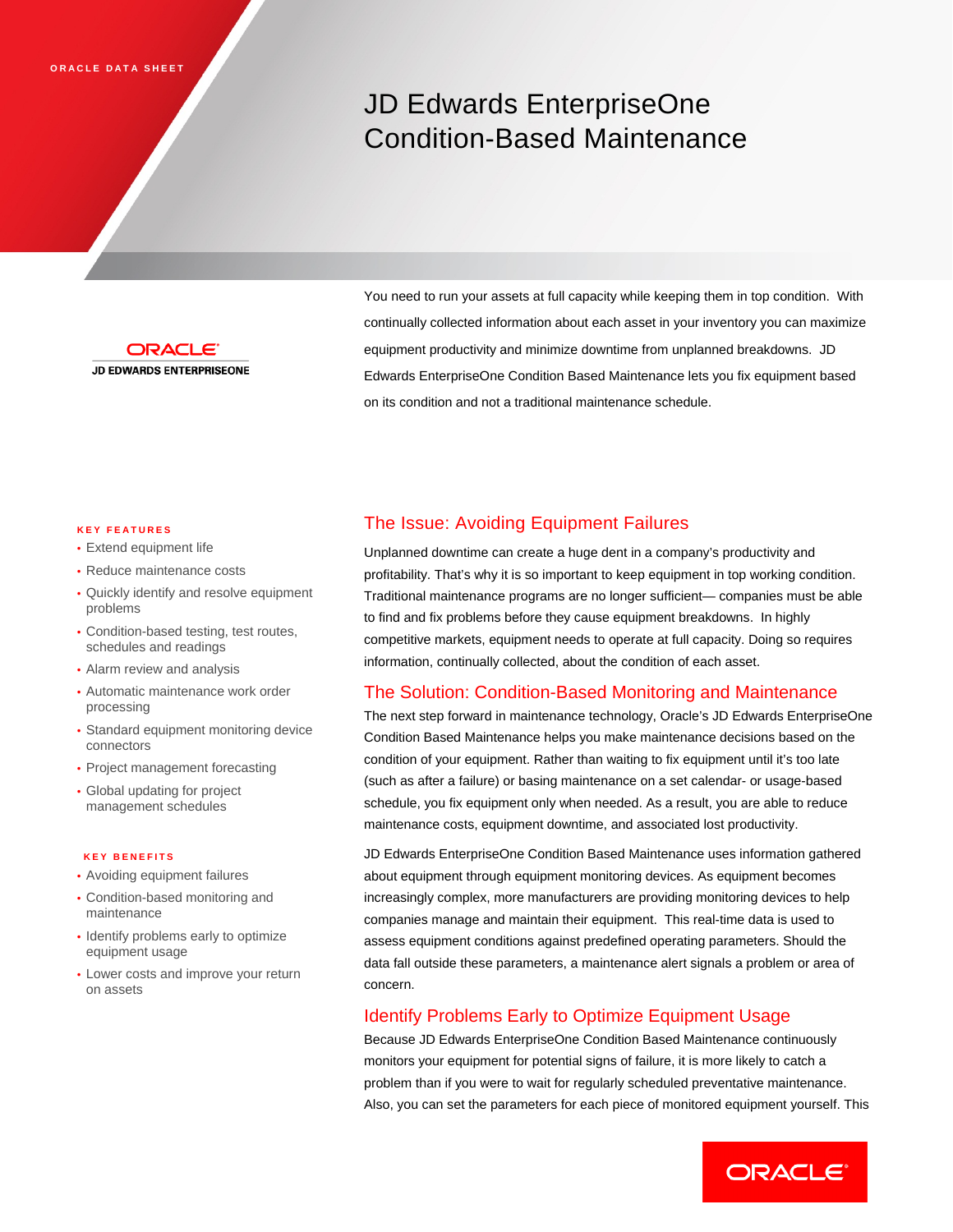ORACLE DATA SHEET

# JD Edwards EnterpriseOne Condition-Based Maintenance

ORACLE
JD EDWARDS ENTERPRISEONE

You need to run your assets at full capacity while keeping them in top condition. With continually collected information about each asset in your inventory you can maximize equipment productivity and minimize downtime from unplanned breakdowns. JD Edwards EnterpriseOne Condition Based Maintenance lets you fix equipment based on its condition and not a traditional maintenance schedule.

**KEY FEATURES**

- Extend equipment life
- Reduce maintenance costs
- Quickly identify and resolve equipment problems
- Condition-based testing, test routes, schedules and readings
- Alarm review and analysis
- Automatic maintenance work order processing
- Standard equipment monitoring device connectors
- Project management forecasting
- Global updating for project management schedules

**KEY BENEFITS**

- Avoiding equipment failures
- Condition-based monitoring and maintenance
- Identify problems early to optimize equipment usage
- Lower costs and improve your return on assets

## The Issue: Avoiding Equipment Failures

Unplanned downtime can create a huge dent in a company's productivity and profitability. That's why it is so important to keep equipment in top working condition. Traditional maintenance programs are no longer sufficient— companies must be able to find and fix problems before they cause equipment breakdowns. In highly competitive markets, equipment needs to operate at full capacity. Doing so requires information, continually collected, about the condition of each asset.

## The Solution: Condition-Based Monitoring and Maintenance

The next step forward in maintenance technology, Oracle's JD Edwards EnterpriseOne Condition Based Maintenance helps you make maintenance decisions based on the condition of your equipment. Rather than waiting to fix equipment until it's too late (such as after a failure) or basing maintenance on a set calendar- or usage-based schedule, you fix equipment only when needed. As a result, you are able to reduce maintenance costs, equipment downtime, and associated lost productivity.

JD Edwards EnterpriseOne Condition Based Maintenance uses information gathered about equipment through equipment monitoring devices. As equipment becomes increasingly complex, more manufacturers are providing monitoring devices to help companies manage and maintain their equipment. This real-time data is used to assess equipment conditions against predefined operating parameters. Should the data fall outside these parameters, a maintenance alert signals a problem or area of concern.

## Identify Problems Early to Optimize Equipment Usage

Because JD Edwards EnterpriseOne Condition Based Maintenance continuously monitors your equipment for potential signs of failure, it is more likely to catch a problem than if you were to wait for regularly scheduled preventative maintenance. Also, you can set the parameters for each piece of monitored equipment yourself. This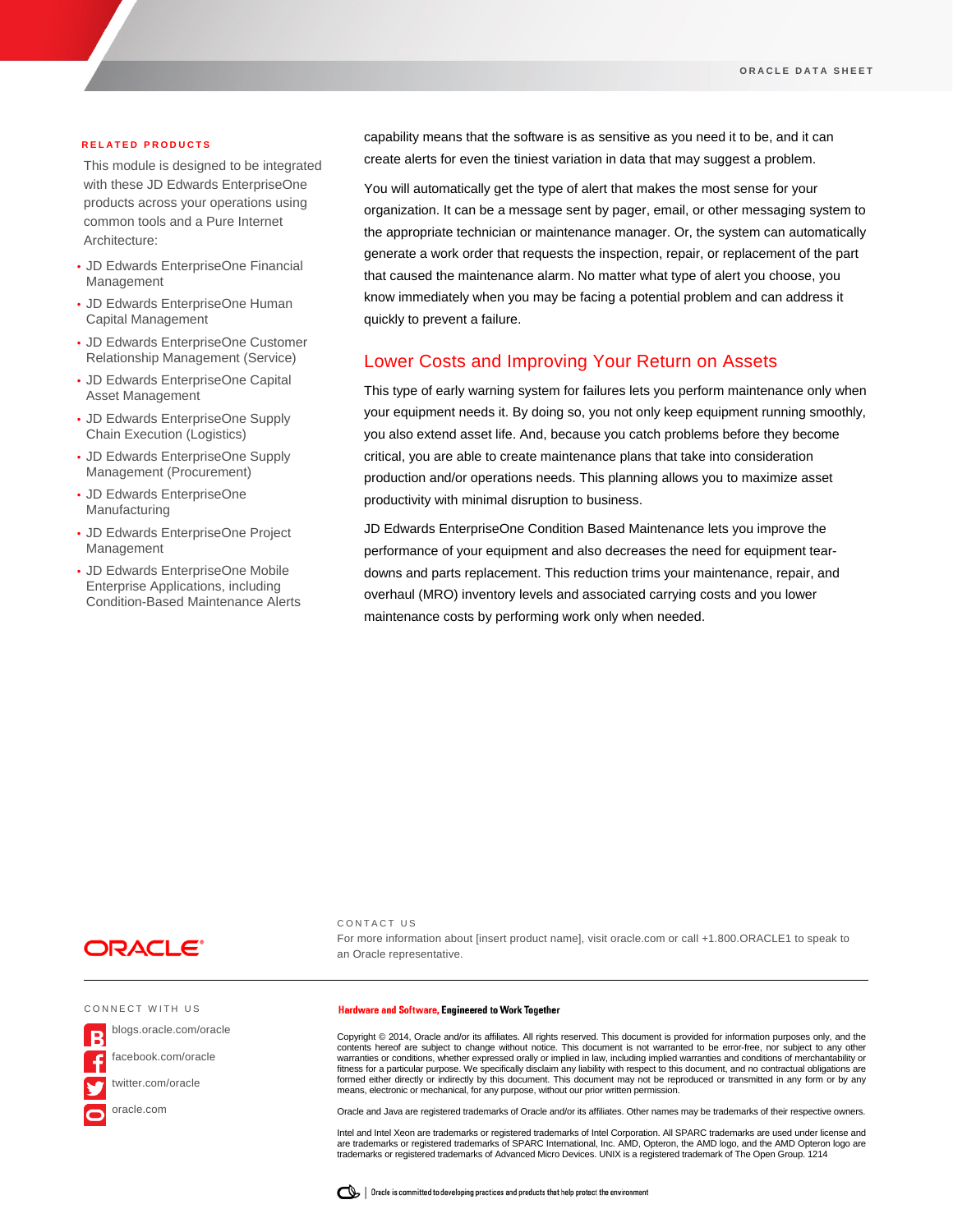### RELATED PRODUCTS

This module is designed to be integrated with these JD Edwards EnterpriseOne products across your operations using common tools and a Pure Internet Architecture:

- JD Edwards EnterpriseOne Financial Management
- JD Edwards EnterpriseOne Human Capital Management
- JD Edwards EnterpriseOne Customer Relationship Management (Service)
- JD Edwards EnterpriseOne Capital Asset Management
- JD Edwards EnterpriseOne Supply Chain Execution (Logistics)
- JD Edwards EnterpriseOne Supply Management (Procurement)
- JD Edwards EnterpriseOne Manufacturing
- JD Edwards EnterpriseOne Project Management
- JD Edwards EnterpriseOne Mobile Enterprise Applications, including Condition-Based Maintenance Alerts

capability means that the software is as sensitive as you need it to be, and it can create alerts for even the tiniest variation in data that may suggest a problem.

You will automatically get the type of alert that makes the most sense for your organization. It can be a message sent by pager, email, or other messaging system to the appropriate technician or maintenance manager. Or, the system can automatically generate a work order that requests the inspection, repair, or replacement of the part that caused the maintenance alarm. No matter what type of alert you choose, you know immediately when you may be facing a potential problem and can address it quickly to prevent a failure.

## Lower Costs and Improving Your Return on Assets

This type of early warning system for failures lets you perform maintenance only when your equipment needs it. By doing so, you not only keep equipment running smoothly, you also extend asset life. And, because you catch problems before they become critical, you are able to create maintenance plans that take into consideration production and/or operations needs. This planning allows you to maximize asset productivity with minimal disruption to business.

JD Edwards EnterpriseOne Condition Based Maintenance lets you improve the performance of your equipment and also decreases the need for equipment tear-downs and parts replacement. This reduction trims your maintenance, repair, and overhaul (MRO) inventory levels and associated carrying costs and you lower maintenance costs by performing work only when needed.

ORACLE

CONTACT US

For more information about [insert product name], visit oracle.com or call +1.800.ORACLE1 to speak to an Oracle representative.

CONNECT WITH US

- blogs.oracle.com/oracle
- facebook.com/oracle
- twitter.com/oracle
- oracle.com

**Hardware and Software, Engineered to Work Together**

Copyright © 2014, Oracle and/or its affiliates. All rights reserved. This document is provided for information purposes only, and the contents hereof are subject to change without notice. This document is not warranted to be error-free, nor subject to any other warranties or conditions, whether expressed orally or implied in law, including implied warranties and conditions of merchantability or fitness for a particular purpose. We specifically disclaim any liability with respect to this document, and no contractual obligations are formed either directly or indirectly by this document. This document may not be reproduced or transmitted in any form or by any means, electronic or mechanical, for any purpose, without our prior written permission.

Oracle and Java are registered trademarks of Oracle and/or its affiliates. Other names may be trademarks of their respective owners.

Intel and Intel Xeon are trademarks or registered trademarks of Intel Corporation. All SPARC trademarks are used under license and are trademarks or registered trademarks of SPARC International, Inc. AMD, Opteron, the AMD logo, and the AMD Opteron logo are trademarks or registered trademarks of Advanced Micro Devices. UNIX is a registered trademark of The Open Group. 1214

Oracle is committed to developing practices and products that help protect the environment